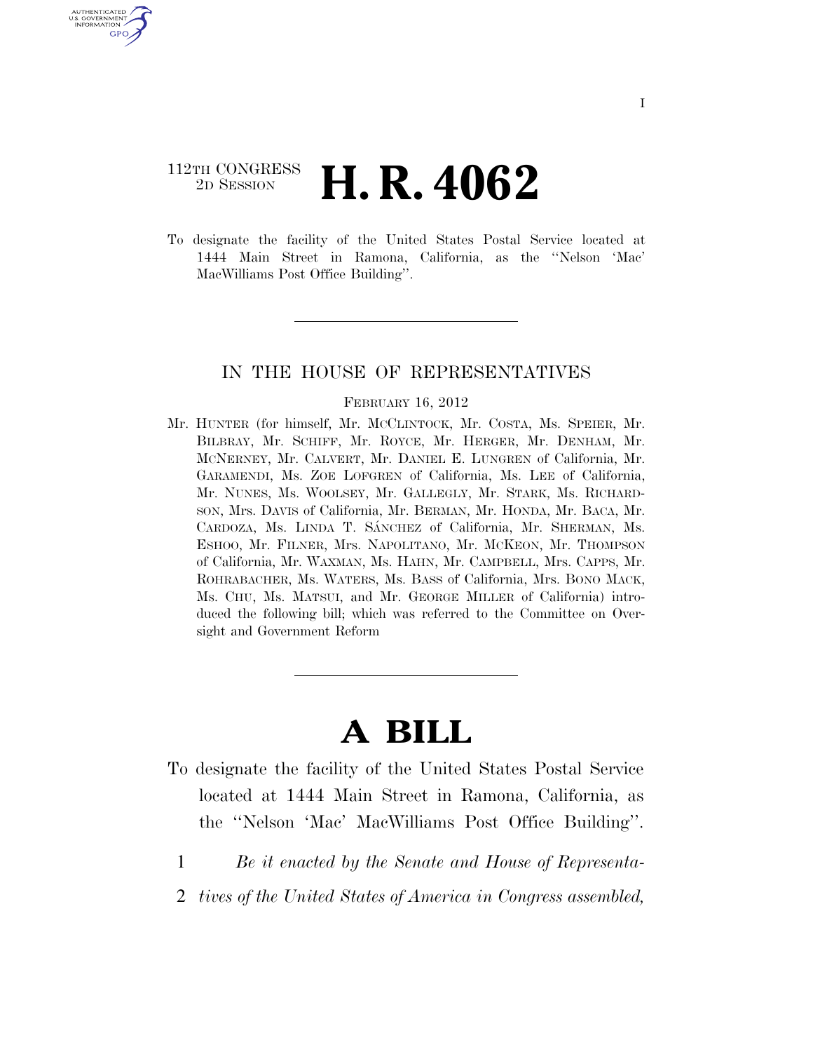112TH CONGRESS
2D SESSION

# H. R. 4062

To designate the facility of the United States Postal Service located at 1444 Main Street in Ramona, California, as the ''Nelson 'Mac' MacWilliams Post Office Building''.

IN THE HOUSE OF REPRESENTATIVES

FEBRUARY 16, 2012

Mr. HUNTER (for himself, Mr. MCCLINTOCK, Mr. COSTA, Ms. SPEIER, Mr. BILBRAY, Mr. SCHIFF, Mr. ROYCE, Mr. HERGER, Mr. DENHAM, Mr. MCNERNEY, Mr. CALVERT, Mr. DANIEL E. LUNGREN of California, Mr. GARAMENDI, Ms. ZOE LOFGREN of California, Ms. LEE of California, Mr. NUNES, Ms. WOOLSEY, Mr. GALLEGLY, Mr. STARK, Ms. RICHARDSON, Mrs. DAVIS of California, Mr. BERMAN, Mr. HONDA, Mr. BACA, Mr. CARDOZA, Ms. LINDA T. SÁNCHEZ of California, Mr. SHERMAN, Ms. ESHOO, Mr. FILNER, Mrs. NAPOLITANO, Mr. MCKEON, Mr. THOMPSON of California, Mr. WAXMAN, Ms. HAHN, Mr. CAMPBELL, Mrs. CAPPS, Mr. ROHRABACHER, Ms. WATERS, Ms. BASS of California, Mrs. BONO MACK, Ms. CHU, Ms. MATSUI, and Mr. GEORGE MILLER of California) introduced the following bill; which was referred to the Committee on Oversight and Government Reform

# A BILL

To designate the facility of the United States Postal Service located at 1444 Main Street in Ramona, California, as the ''Nelson 'Mac' MacWilliams Post Office Building''.

1 *Be it enacted by the Senate and House of Representa-*
2 *tives of the United States of America in Congress assembled,*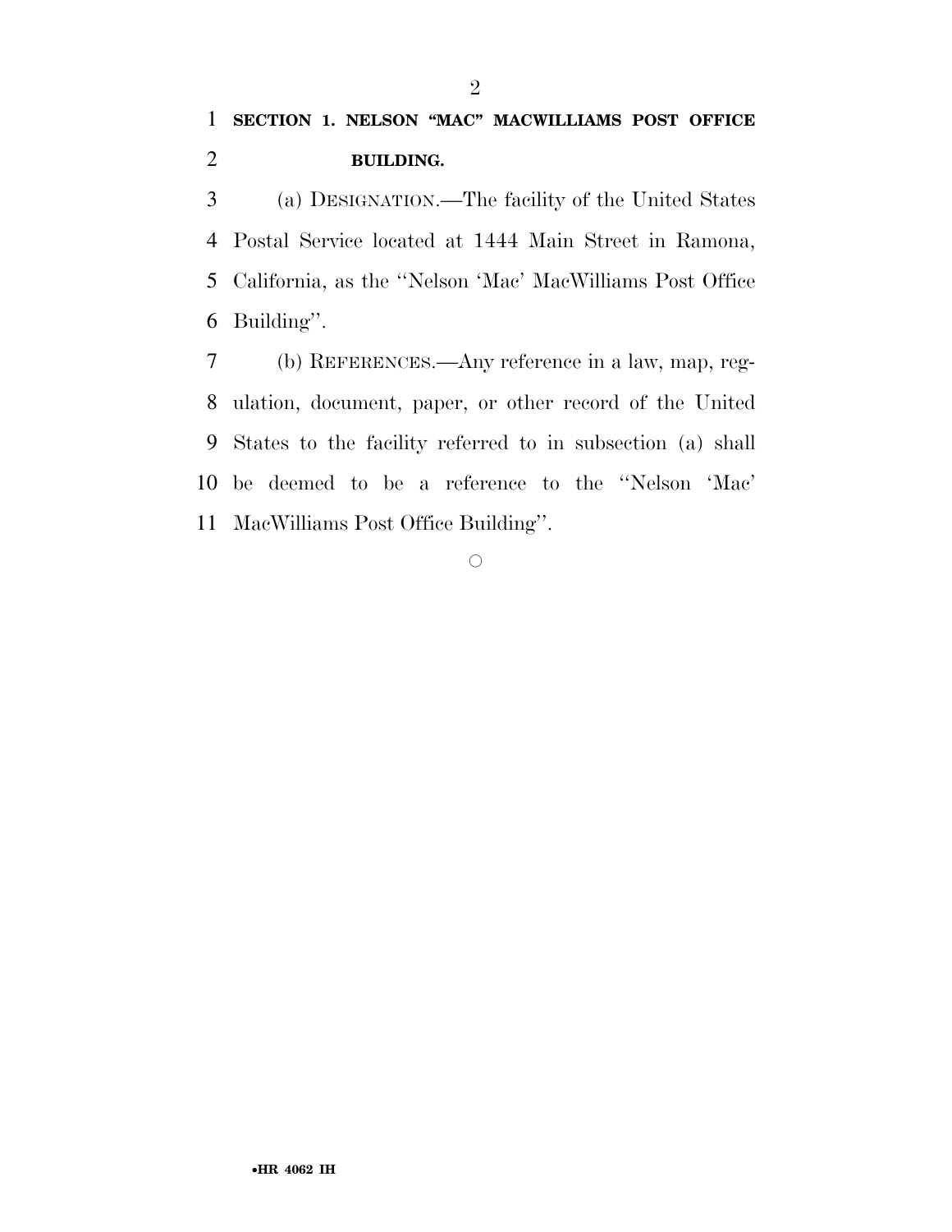**SECTION 1. NELSON "MAC" MACWILLIAMS POST OFFICE BUILDING.**

(a) DESIGNATION.—The facility of the United States Postal Service located at 1444 Main Street in Ramona, California, as the ''Nelson 'Mac' MacWilliams Post Office Building''.

(b) REFERENCES.—Any reference in a law, map, regulation, document, paper, or other record of the United States to the facility referred to in subsection (a) shall be deemed to be a reference to the ''Nelson 'Mac' MacWilliams Post Office Building''.

○